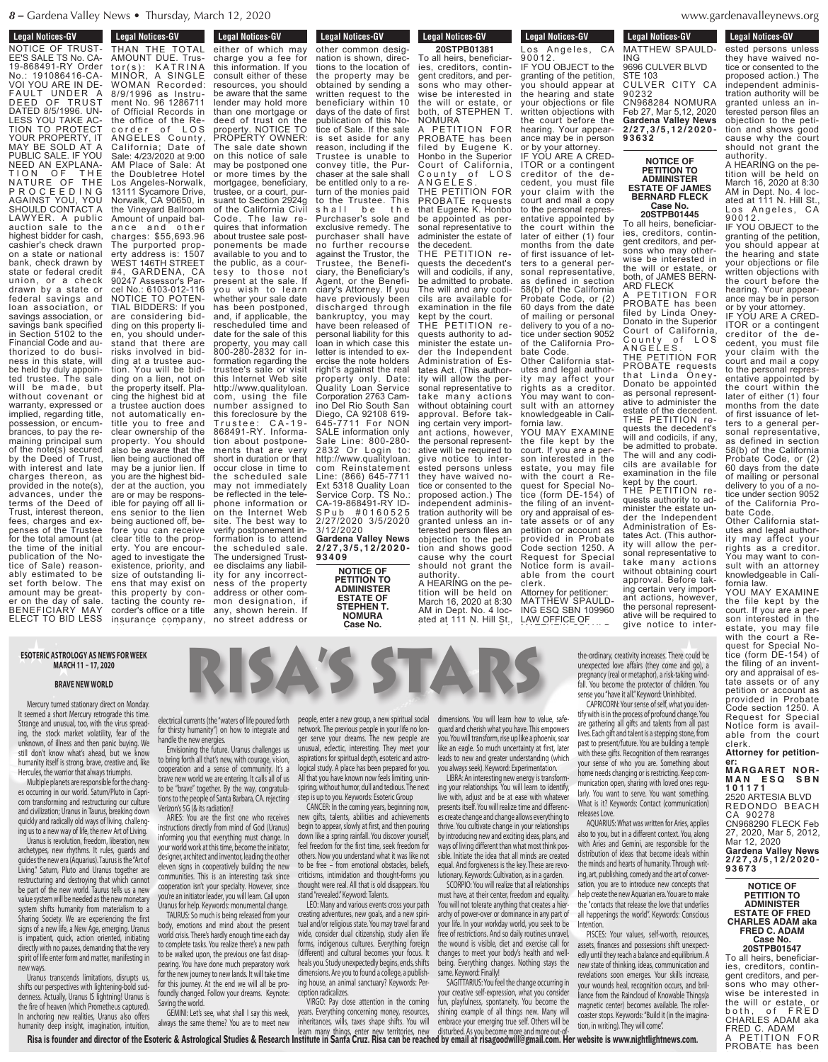## Legal Notices-GV

NOTICE OF TRUSTEE'S SALE TS No. CA-19-868491-RY Order No.: 191086416-CA-VOI YOU ARE IN DEFAULT UNDER A DEED OF TRUST DATED 8/5/1996. UNLESS YOU TAKE ACTION TO PROTECT YOUR PROPERTY, IT MAY BE SOLD AT A PUBLIC SALE. IF YOU NEED AN EXPLANATION OF THE NATURE OF THE PROCEEDING AGAINST YOU, YOU SHOULD CONTACT A LAWYER. A public auction sale to the highest bidder for cash, cashier's check drawn on a state or national bank, check drawn by state or federal credit union, or a check drawn by a state or federal savings and loan association, or savings association, or savings bank specified in Section 5102 to the Financial Code and authorized to do business in this state, will be held by duly appointed trustee. The sale will be made, but without covenant or warranty, expressed or implied, regarding title, possession, or encumbrances, to pay the remaining principal sum of the note(s) secured by the Deed of Trust, with interest and late charges thereon, as provided in the note(s), advances, under the terms of the Deed of Trust, interest thereon, fees, charges and expenses of the Trustee for the total amount (at the time of the initial publication of the Notice of Sale) reasonably estimated to be set forth below. The amount may be greater on the day of sale. BENEFICIARY MAY ELECT TO BID LESS THAN THE TOTAL AMOUNT DUE. Trustor(s): KATRINA MINOR, A SINGLE WOMAN Recorded: 8/9/1996 as Instrument No. 96 1286711 of Official Records in the office of the Recorder of LOS ANGELES County, California; Date of Sale: 4/23/2020 at 9:00 AM Place of Sale: At the Doubletree Hotel Los Angeles-Norwalk, 13111 Sycamore Drive, Norwalk, CA 90650, in the Vineyard Ballroom Amount of unpaid balance and other charges: $55,693.96 The purported property address is: 1507 WEST 146TH STREET #4, GARDENA, CA 90247 Assessor's Parcel No.: 6103-012-116 NOTICE TO POTENTIAL BIDDERS: If you are considering bidding on this property lien, you should understand that there are risks involved in bidding at a trustee auction. You will be bidding on a lien, not on the property itself. Placing the highest bid at a trustee auction does not automatically entitle you to free and clear ownership of the property. You should also be aware that the lien being auctioned off may be a junior lien. If you are the highest bidder at the auction, you are or may be responsible for paying off all liens senior to the lien being auctioned off, before you can receive clear title to the property. You are encouraged to investigate the existence, priority, and size of outstanding liens that may exist on this property by contacting the county recorder's office or a title insurance company, either of which may charge you a fee for this information. If you consult either of these resources, you should be aware that the same lender may hold more than one mortgage or deed of trust on the property. NOTICE TO PROPERTY OWNER: The sale date shown on this notice of sale may be postponed one or more times by the mortgagee, beneficiary, trustee, or a court, pursuant to Section 2924g of the California Civil Code. The law requires that information about trustee sale postponements be made available to you and to the public, as a courtesy to those not present at the sale. If you wish to learn whether your sale date has been postponed, and, if applicable, the rescheduled time and date for the sale of this property, you may call 800-280-2832 for information regarding the trustee's sale or visit this Internet Web site http://www.qualityloan.com, using the file number assigned to this foreclosure by the Trustee: CA-19-868491-RY. Information about postponements that are very short in duration or that occur close in time to the scheduled sale may not immediately be reflected in the telephone information or on the Internet Web site. The best way to verify postponement information is to attend the scheduled sale. The undersigned Trustee disclaims any liability for any incorrectness of the property address or other common designation, if any, shown herein. If no street address or other common designation is shown, directions to the location of the property may be obtained by sending a written request to the beneficiary within 10 days of the date of first publication of this Notice of Sale. If the sale is set aside for any reason, including if the Trustee is unable to convey title, the Purchaser at the sale shall be entitled only to a return of the monies paid to the Trustee. This shall be the Purchaser's sole and exclusive remedy. The purchaser shall have no further recourse against the Trustor, the Trustee, the Beneficiary, the Beneficiary's Agent, or the Beneficiary's Attorney. If you have previously been discharged through bankruptcy, you may have been released of personal liability for this loan in which case this letter is intended to exercise the note holders right's against the real property only. Date: Quality Loan Service Corporation 2763 Camino Del Rio South San Diego, CA 92108 619-645-7711 For NON SALE information only Sale Line: 800-280-2832 Or Login to: http://www.qualityloan.com Reinstatement Line: (866) 645-7711 Ext 5318 Quality Loan Service Corp. TS No.: CA-19-868491-RY IDSPub #0160525 2/27/2020 3/5/2020 3/12/2020
**Gardena Valley News 2/27,3/5,12/2020-93409**

**NOTICE OF PETITION TO ADMINISTER ESTATE OF STEPHEN T. NOMURA Case No. 20STPB01381**

To all heirs, beneficiaries, creditors, contingent creditors, and persons who may otherwise be interested in the will or estate, or both, of STEPHEN T. NOMURA

A PETITION FOR PROBATE has been filed by Eugene K. Honbo in the Superior Court of California, County of LOS ANGELES.

THE PETITION FOR PROBATE requests that Eugene K. Honbo be appointed as personal representative to administer the estate of the decedent.

THE PETITION requests the decedent's will and codicils, if any, be admitted to probate. The will and any codicils are available for examination in the file kept by the court.

THE PETITION requests authority to administer the estate under the Independent Administration of Estates Act. (This authority will allow the personal representative to take many actions without obtaining court approval. Before taking certain very important actions, however, the personal representative will be required to give notice to interested persons unless they have waived notice or consented to the proposed action.) The independent administration authority will be granted unless an interested person files an objection to the petition and shows good cause why the court should not grant the authority.

A HEARING on the petition will be held on March 16, 2020 at 8:30 AM in Dept. No. 4 located at 111 N. Hill St., Los Angeles, CA 90012.

IF YOU OBJECT to the granting of the petition, you should appear at the hearing and state your objections or file written objections with the court before the hearing. Your appearance may be in person or by your attorney.

IF YOU ARE A CREDITOR or a contingent creditor of the decedent, you must file your claim with the court and mail a copy to the personal representative appointed by the court within the later of either (1) four months from the date of first issuance of letters to a general personal representative, as defined in section 58(b) of the California Probate Code, or (2) 60 days from the date of mailing or personal delivery to you of a notice under section 9052 of the California Probate Code.

Other California statutes and legal authority may affect your rights as a creditor. You may want to consult with an attorney knowledgeable in California law.

YOU MAY EXAMINE the file kept by the court. If you are a person interested in the estate, you may file with the court a Request for Special Notice (form DE-154) of the filing of an inventory and appraisal of estate assets or of any petition or account as provided in Probate Code section 1250. A Request for Special Notice form is available from the court clerk.

Attorney for petitioner:
MATTHEW SPAULDING ESQ SBN 109960
LAW OFFICE OF MATTHEW SPAULDING
9696 CULVER BLVD STE 103
CULVER CITY CA 90232
CN968284 NOMURA Feb 27, Mar 5,12, 2020
**Gardena Valley News 2/27,3/5,12/2020-93632**

**NOTICE OF PETITION TO ADMINISTER ESTATE OF JAMES BERNARD FLECK Case No. 20STPB01445**

To all heirs, beneficiaries, creditors, contingent creditors, and persons who may otherwise be interested in the will or estate, or both, of JAMES BERNARD FLECK

A PETITION FOR PROBATE has been filed by Linda Oney-Donato in the Superior Court of California, County of LOS ANGELES.

THE PETITION FOR PROBATE requests that Linda Oney-Donato be appointed as personal representative to administer the estate of the decedent.

THE PETITION requests the decedent's will and codicils, if any, be admitted to probate. The will and any codicils are available for examination in the file kept by the court.

THE PETITION requests authority to administer the estate under the Independent Administration of Estates Act. (This authority will allow the personal representative to take many actions without obtaining court approval. Before taking certain very important actions, however, the personal representative will be required to give notice to interested persons unless they have waived notice or consented to the proposed action.) The independent administration authority will be granted unless an interested person files an objection to the petition and shows good cause why the court should not grant the authority.

A HEARING on the petition will be held on March 16, 2020 at 8:30 AM in Dept. No. 4 located at 111 N. Hill St., Los Angeles, CA 90012.

IF YOU OBJECT to the granting of the petition, you should appear at the hearing and state your objections or file written objections with the court before the hearing. Your appearance may be in person or by your attorney.

IF YOU ARE A CREDITOR or a contingent creditor of the decedent, you must file your claim with the court and mail a copy to the personal representative appointed by the court within the later of either (1) four months from the date of first issuance of letters to a general personal representative, as defined in section 58(b) of the California Probate Code, or (2) 60 days from the date of mailing or personal delivery to you of a notice under section 9052 of the California Probate Code.

Other California statutes and legal authority may affect your rights as a creditor. You may want to consult with an attorney knowledgeable in California law.

YOU MAY EXAMINE the file kept by the court. If you are a person interested in the estate, you may file with the court a Request for Special Notice (form DE-154) of the filing of an inventory and appraisal of estate assets or of any petition or account as provided in Probate Code section 1250. A Request for Special Notice form is available from the court clerk.

**Attorney for petitioner:**
**MARGARET NORMAN ESQ SBN 101171**
2520 ARTESIA BLVD
REDONDO BEACH CA 90278
CN968290 FLECK Feb 27, 2020, Mar 5, 2012, Mar 12, 2020
**Gardena Valley News 2/27,3/5,12/2020-93673**

**NOTICE OF PETITION TO ADMINISTER ESTATE OF FRED CHARLES ADAM aka FRED C. ADAM Case No. 20STPB01547**

To all heirs, beneficiaries, creditors, contingent creditors, and persons who may otherwise be interested in the will or estate, or both, of FRED CHARLES ADAM aka FRED C. ADAM

A PETITION FOR PROBATE has been

# RISA'S STARS

**ESOTERIC ASTROLOGY AS NEWS FOR WEEK MARCH 11 – 17, 2020**

**BRAVE NEW WORLD**

Mercury turned stationary direct on Monday. It seemed a short Mercury retrograde this time. Strange and unusual, too, with the virus spreading, the stock market volatility, fear of the unknown, of illness and then panic buying. We still don't know what's ahead, but we know humanity itself is strong, brave, creative and, like Hercules, the warrior that always triumphs.

Multiple planets are responsible for the changes occurring in our world. Saturn/Pluto in Capricorn transforming and restructuring our culture and civilization; Uranus in Taurus, breaking down quickly and radically old ways of living, challenging us to a new way of life, the new Art of Living.

Uranus is revolution, freedom, liberation, new archetypes, new rhythms. It rules, guards and guides the new era (Aquarius). Taurus is the "Art of Living." Saturn, Pluto and Uranus together are restructuring and destroying that which cannot be part of the new world. Taurus tells us a new value system will be needed as the new monetary system shifts humanity from materialism to a Sharing Society. We are experiencing the first signs of a new life, a New Age, emerging. Uranus is impatient, quick, action oriented, initiating directly with no pauses, demanding that the very spirit of life enter form and matter, manifesting in new ways.

Uranus transcends limitations, disrupts us, shifts our perspectives with lightening-bold suddenness. Actually, Uranus IS lightning! Uranus is the fire of heaven (which Prometheus captured). In anchoring new realities, Uranus also offers humanity deep insight, imagination, intuition, electrical currents (the "waters of life poured forth for thirsty humanity") on how to integrate and handle the new energies.

Envisioning the future. Uranus challenges us to bring forth all that's new, with courage, vision, cooperation and a sense of community. It's a brave new world we are entering. It calls all of us to be "brave" together. By the way, congratulations to the people of Santa Barbara, CA. rejecting Verizon's 5G (& its radiation)!

ARIES: You are the first one who receives instructions directly from mind of God (Uranus) informing you that everything must change. In your world work at this time, become the initiator, designer, architect and inventor, leading the other eleven signs in cooperatively building the new communities. This is an interesting task since cooperation isn't your specialty. However, since you're an initiator leader, you will learn. Call upon Uranus for help. Keywords: monumental change.

TAURUS: So much is being released from your body, emotions and mind about the present world crisis. There's hardly enough time each day to complete tasks. You realize there's a new path to be walked upon, the previous one fast disappearing. You have done much preparatory work for the new journey to new lands. It will take time for this journey. At the end we will all be profoundly changed. Follow your dreams. Keynote: Saving the world.

GEMINI: Let's see, what shall I say this week, always the same theme? You are to meet new people, enter a new group, a new spiritual social network. The previous people in your life no longer serve your dreams. The new people are unusual, eclectic, interesting. They meet your aspirations for spiritual depth, esoteric and astrological study. A place has been prepared for you. All that you have known now feels limiting, uninspiring, without humor, dull and tedious. The next step is up to you. Keywords: Esoteric Group

CANCER: In the coming years, beginning now, new gifts, talents, abilities and achievements begin to appear, slowly at first, and then pouring down like a spring rainfall. You discover yourself, feel freedom for the first time, seek freedom for others. Now you understand what it was like not to be free – from emotional obstacles, beliefs, criticisms, intimidation and thought-forms you thought were real. All that is old disappears. You stand "revealed." Keyword: Talents.

LEO: Many and various events cross your path creating adventures, new goals, and a new spiritual and/or religious state. You may travel far and wide, consider dual citizenship, study alien life forms, indigenous cultures. Everything foreign (different) and cultural becomes your focus. It heals you. Study unexpectedly begins, ends, shifts dimensions. Are you to found a college, a publishing house, an animal sanctuary? Keywords: Perception radicalizes.

VIRGO: Pay close attention in the coming years. Everything concerning money, resources, inheritances, wills, taxes shape shifts. You will learn many things, enter new territories, new dimensions. You will learn how to value, safeguard and cherish what you have. This empowers you. You will transform, rise up like a phoenix, soar like an eagle. So much uncertainty at first, later leads to new and greater understanding (which you always seek). Keyword: Experimentation.

LIBRA: An interesting new energy is transforming your relationships. You will learn to identify, live with, adjust and be at ease with whatever presents itself. You will realize time and differences create change and change allows everything to thrive. You cultivate change in your relationships by introducing new and exciting ideas, plans, and ways of living different than what most think possible. Initiate the idea that all minds are created equal. And forgiveness is the key. These are revolutionary. Keywords: Cultivation, as in a garden.

SCORPIO: You will realize that all relationships must have, at their center, freedom and equality. You will not tolerate anything that creates a hierarchy of power-over or dominance in any part of your life. In your workday world, you seek to be free of restrictions. And so daily routines unravel, the wound is visible, diet and exercise call for changes to meet your body's health and well-being. Everything changes. Nothing stays the same. Keyword: Finally!

SAGITTARIUS: You feel the change occurring in your creative self-expression, what you consider fun, playfulness, spontaneity. You become the shining example of all things new. Many will embrace your emerging true self. Others will be disturbed. As you become more and more out-of-the-ordinary, creativity increases. There could be unexpected love affairs (they come and go), a pregnancy (real or metaphor), a risk-taking windfall. You become the protector of children. You sense you "have it all." Keyword: Uninhibited.

CAPRICORN: Your sense of self, what you identify with is in the process of profound change. You are gathering all gifts and talents from all past lives. Each gift and talent is a stepping stone, from past to present/future. You are building a temple with these gifts. Recognition of them rearranges your sense of who you are. Something about home needs changing or is restricting. Keep communication open, sharing with loved ones regularly. You want to serve. You want something. What is it? Keywords: Contact (communication) releases Love.

AQUARIUS: What was written for Aries, applies also to you, but in a different context. You, along with Aries and Gemini, are responsible for the distribution of ideas that become ideals within the minds and hearts of humanity. Through writing, art, publishing, comedy and the art of conversation, you are to introduce new concepts that help create the new Aquarian era. You are to make the "contacts that release the love that underlies all happenings the world". Keywords: Conscious Intention.

PISCES: Your values, self-worth, resources, assets, finances and possessions shift unexpectedly until they reach a balance and equilibrium. A new state of thinking, ideas, communication and revelations soon emerges. Your skills increase, your wounds heal, recognition occurs, and brilliance from the Raincloud of Knowable Things(a magnetic center) becomes available. The roller-coaster stops. Keywords: "Build it (in the imagination, in writing). They will come".

**Risa is founder and director of the Esoteric & Astrological Studies & Research Institute in Santa Cruz. Risa can be reached by email at risagoodwill@gmail.com. Her website is www.nightlightnews.com.**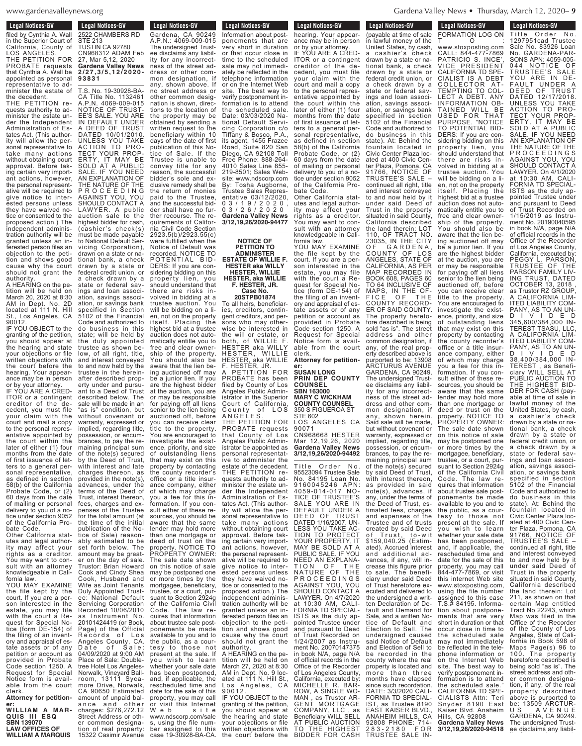**Legal Notices-GV**

filed by Cynthia A. Wall in the Superior Court of California, County of LOS ANGELES.

THE PETITION FOR PROBATE requests that Cynthia A. Wall be appointed as personal representative to administer the estate of the decedent.

THE PETITION requests authority to administer the estate under the Independent Administration of Estates Act. (This authority will allow the personal representative to take many actions without obtaining court approval. Before taking certain very important actions, however, the personal representative will be required to give notice to interested persons unless they have waived notice or consented to the proposed action.) The independent administration authority will be granted unless an interested person files an objection to the petition and shows good cause why the court should not grant the authority.

A HEARING on the petition will be held on March 20, 2020 at 8:30 AM in Dept. No. 2D located at 111 N. Hill St., Los Angeles, CA 90012.

IF YOU OBJECT to the granting of the petition, you should appear at the hearing and state your objections or file written objections with the court before the hearing. Your appearance may be in person or by your attorney.

IF YOU ARE A CREDITOR or a contingent creditor of the decedent, you must file your claim with the court and mail a copy to the personal representative appointed by the court within the later of either (1) four months from the date of first issuance of letters to a general personal representative, as defined in section 58(b) of the California Probate Code, or (2) 60 days from the date of mailing or personal delivery to you of a notice under section 9052 of the California Probate Code.

Other California statutes and legal authority may affect your rights as a creditor. You may want to consult with an attorney knowledgeable in California law.

YOU MAY EXAMINE the file kept by the court. If you are a person interested in the estate, you may file with the court a Request for Special Notice (form DE-154) of the filing of an inventory and appraisal of estate assets or of any petition or account as provided in Probate Code section 1250. A Request for Special Notice form is available from the court clerk.

**Attorney for petitioner:**
**WILLIAM A MARQUIS III ESQ**
**SBN 139070**
**LAW OFFICES OF WILLIAM A MARQUIS**
2522 CHAMBERS RD STE 213
TUSTIN CA 92780
CN968312 ADAM Feb 27, Mar 5,12, 2020
**Gardena Valley News 2/27,3/5,12/2020-93831**

---

**Legal Notices-GV**

T.S. No. 19-30928-BA-CA Title No. 1132461 A.P.N. 4069-009-015 NOTICE OF TRUSTEE'S SALE. YOU ARE IN DEFAULT UNDER A DEED OF TRUST DATED 10/01/2010. UNLESS YOU TAKE ACTION TO PROTECT YOUR PROPERTY, IT MAY BE SOLD AT A PUBLIC SALE. IF YOU NEED AN EXPLANATION OF THE NATURE OF THE PROCEEDING AGAINST YOU, YOU SHOULD CONTACT A LAWYER. A public auction sale to the highest bidder for cash, (cashier's check(s) must be made payable to National Default Servicing Corporation), drawn on a state or national bank, a check drawn by a state or federal credit union, or a check drawn by a state or federal savings and loan association, savings association, or savings bank specified in Section 5102 of the Financial Code and authorized to do business in this state; will be held by the duly appointed trustee as shown below, of all right, title, and interest conveyed to and now held by the trustee in the hereinafter described property under and pursuant to a Deed of Trust described below. The sale will be made in an "as is" condition, but without covenant or warranty, expressed or implied, regarding title, possession, or encumbrances, to pay the remaining principal sum of the note(s) secured by the Deed of Trust, with interest and late charges thereon, as provided in the note(s), advances, under the terms of the Deed of Trust, interest thereon, fees, charges and expenses of the Trustee for the total amount (at the time of the initial publication of the Notice of Sale) reasonably estimated to be set forth below. The amount may be greater on the day of sale. Trustor: Brian Howard Cook and Cindy Shea Cook, Husband and Wife as Joint Tenants Duly Appointed Trustee: National Default Servicing Corporation Recorded 10/06/2010 as Instrument No. 20101424419 (or Book, Page) of the Official Records of Los Angeles County, CA. Date of Sale: 04/09/2020 at 9:00 AM Place of Sale: Doubletree Hotel Los Angeles-Norwalk, Vineyard Ballroom, 13111 Sycamore Drive, Norwalk, CA 90650 Estimated amount of unpaid balance and other charges: $276,272.12 Street Address or other common designation of real property: 15322 Casimir Avenue Gardena, CA 90249 A.P.N.: 4069-009-015 The undersigned Trustee disclaims any liability for any incorrectness of the street address or other common designation, if any, shown above. If no street address or other common designation is shown, directions to the location of the property may be obtained by sending a written request to the beneficiary within 10 days of the date of first publication of this Notice of Sale. If the Trustee is unable to convey title for any reason, the successful bidder's sole and exclusive remedy shall be the return of monies paid to the Trustee, and the successful bidder shall have no further recourse. The requirements of California Civil Code Section 2923.5(b)/2923.55(c) were fulfilled when the Notice of Default was recorded. NOTICE TO POTENTIAL BIDDERS: If you are considering bidding on this property lien, you should understand that there are risks involved in bidding at a trustee auction. You will be bidding on a lien, not on the property itself. Placing the highest bid at a trustee auction does not automatically entitle you to free and clear ownership of the property. You should also be aware that the lien being auctioned off may be a junior lien. If you are the highest bidder at the auction, you are or may be responsible for paying off all liens senior to the lien being auctioned off, before you can receive clear title to the property. You are encouraged to investigate the existence, priority, and size of outstanding liens that may exist on this property by contacting the county recorder's office or a title insurance company, either of which may charge you a fee for this information. If you consult either of these resources, you should be aware that the same lender may hold more than one mortgage or deed of trust on the property. NOTICE TO PROPERTY OWNER: The sale date shown on this notice of sale may be postponed one or more times by the mortgagee, beneficiary, trustee, or a court, pursuant to Section 2924g of the California Civil Code. The law requires that information about trustee sale postponements be made available to you and to the public, as a courtesy to those not present at the sale. If you wish to learn whether your sale date has been postponed, and, if applicable, the rescheduled time and date for the sale of this property, you may call or visit this Internet Web site www.ndscorp.com/sales, using the file number assigned to this case 19-30928-BA-CA. Information about postponements that are very short in duration or that occur close in time to the scheduled sale may not immediately be reflected in the telephone information or on the Internet Web site. The best way to verify postponement information is to attend the scheduled sale. Date: 03/03/2020 National Default Servicing Corporation c/o Tiffany & Bosco, P.A., its agent, 1455 Frazee Road, Suite 820 San Diego, CA 92108 Toll Free Phone: 888-264-4010 Sales Line 855-219-8501; Sales Website: www.ndscorp.com By: Tosha Augborne, Trustee Sales Representative 03/12/2020, 03/19/2020, 03/26/2020
**Gardena Valley News 3/12,19,26/2020-94477**

---

**NOTICE OF PETITION TO ADMINISTER ESTATE OF WILLIE F. HESTER aka WILLY HESTER, WILLIE HESTER, aka WILLIE F. HESTER, JR. Case No. 20STPB01874**

To all heirs, beneficiaries, creditors, contingent creditors, and persons who may otherwise be interested in the will or estate, or both, of WILLIE F. HESTER aka WILLY HESTER, WILLIE HESTER, aka WILLIE F. HESTER, JR.

A PETITION FOR PROBATE has been filed by County of Los Angeles Public Administrator in the Superior Court of California, County of LOS ANGELES.

THE PETITION FOR PROBATE requests that County of Los Angeles Public Administrator be appointed as personal representative to administer the estate of the decedent.

THE PETITION requests authority to administer the estate under the Independent Administration of Estates Act. (This authority will allow the personal representative to take many actions without obtaining court approval. Before taking certain very important actions, however, the personal representative will be required to give notice to interested persons unless they have waived notice or consented to the proposed action.) The independent administration authority will be granted unless an interested person files an objection to the petition and shows good cause why the court should not grant the authority.

A HEARING on the petition will be held on March 27, 2020 at 8:30 AM in Dept. No. 9 located at 111 N. Hill St., Los Angeles, CA 90012.

IF YOU OBJECT to the granting of the petition, you should appear at the hearing and state your objections or file written objections with the court before the hearing. Your appearance may be in person or by your attorney.

IF YOU ARE A CREDITOR or a contingent creditor of the decedent, you must file your claim with the court and mail a copy to the personal representative appointed by the court within the later of either (1) four months from the date of first issuance of letters to a general personal representative, as defined in section 58(b) of the California Probate Code, or (2) 60 days from the date of mailing or personal delivery to you of a notice under section 9052 of the California Probate Code.

Other California statutes and legal authority may affect your rights as a creditor. You may want to consult with an attorney knowledgeable in California law.

YOU MAY EXAMINE the file kept by the court. If you are a person interested in the estate, you may file with the court a Request for Special Notice (form DE-154) of the filing of an inventory and appraisal of estate assets or of any petition or account as provided in Probate Code section 1250. A Request for Special Notice form is available from the court clerk.

**Attorney for petitioner:**
**SUSAN LONG PRIN DEP COUNTY COUNSEL**
**SBN 163000**
**MARY C WICKHAM COUNTY COUNSEL**
350 S FIGUEROA ST STE 602
LOS ANGELES CA 90071
CN968668 HESTER Mar 12,19,26, 2020
**Gardena Valley News 3/12,19,26/2020-94492**

---

Title Order No. 95523094 Trustee Sale No. 84195 Loan No. 9160045246 APN: 4059-014-017 NOTICE OF TRUSTEE'S SALE YOU ARE IN DEFAULT UNDER A DEED OF TRUST DATED 1/16/2007. UNLESS YOU TAKE ACTION TO PROTECT YOUR PROPERTY, IT MAY BE SOLD AT A PUBLIC SALE. IF YOU NEED AN EXPLANATION OF THE NATURE OF THE PROCEEDINGS AGAINST YOU, YOU SHOULD CONTACT A LAWYER. On 4/7/2020 at 10:30 AM, CALIFORNIA TD SPECIALISTS as the duly appointed Trustee under and pursuant to Deed of Trust Recorded on 1/24/2007 as Instrument No. 20070147375 in book N/A, page N/A of official records in the Office of the Recorder of Los Angeles County, California, executed by: MICHELLE R. BARROW, A SINGLE WOMAN, as Trustor ARGENT MORTGAGE COMPANY, LLC, as Beneficiary WILL SELL AT PUBLIC AUCTION TO THE HIGHEST BIDDER FOR CASH (payable at time of sale in lawful money of the United States, by cash, a cashier's check drawn by a state or national bank, a check drawn by a state or federal credit union, or a check drawn by a state or federal savings and loan association, savings association, or savings bank specified in section 5102 of the Financial Code and authorized to do business in this state). At: Behind the fountain located in Civic Center Plaza located at 400 Civic Center Plaza, Pomona, CA 91766, NOTICE OF TRUSTEE'S SALE – continued all right, title and interest conveyed to and now held by it under said Deed of Trust in the property situated in said County, California described the land therein: LOT 110, OF TRACT NO. 23035, IN THE CITY OF GARDENA, COUNTY OF LOS ANGELES, STATE OF CALIFORNIA, AS PER MAP RECORDED IN BOOK 608, PAGES 60 TO 64 INCLUSIVE OF MAPS, IN THE OFFICE OF THE COUNTY RECORDER OF SAID COUNTY. The property heretofore described is being sold "as is". The street address and other common designation, if any, of the real property described above is purported to be: 13908 ARCTURUS AVENUE GARDENA, CA 90249. The undersigned Trustee disclaims any liability for any incorrectness of the street address and other common designation, if any, shown herein. Said sale will be made, but without covenant or warranty, expressed or implied, regarding title, possession, or encumbrances, to pay the remaining principal sum of the note(s) secured by said Deed of Trust, with interest thereon, as provided in said note(s), advances, if any, under the terms of the Deed of Trust, estimated fees, charges and expenses of the Trustee and of trusts created by said Deed of Trust, to-wit $159,040.25 (Estimated). Accrued interest and additional advances, if any, will increase this figure prior to sale. The beneficiary under said Deed of Trust heretofore executed and delivered to the undersigned a written Declaration of Default and Demand for Sale, and a written Notice of Default and Election to Sell. The undersigned caused said Notice of Default and Election of Sell to be recorded in the county where the real property is located and more than three months have elapsed since such recordation. DATE: 3/3/2020 CALIFORNIA TD SPECIALIST, as Trustee 8190 EAST KAISER BLVD., ANAHEIM HILLS, CA 92808 PHONE: 714-283-2180 FOR TRUSTEE SALE INFORMATION LOG ON TO: www.stoxposting.com CALL: 844-477-7869 PATRICIO S. INCE', VICE PRESIDENT CALIFORNIA TD SPECIALIST IS A DEBT COLLECTOR ATTEMPTING TO COLLECT A DEBT. ANY INFORMATION OBTAINED WILL BE USED FOR THAT PURPOSE. "NOTICE TO POTENTIAL BIDDERS: If you are considering bidding on this property lien, you should understand that there are risks involved in bidding at a trustee auction. You will be bidding on a lien, not on the property itself. Placing the highest bid at a trustee auction does not automatically entitle you to free and clear ownership of the property. You should also be aware that the lien being auctioned off may be a junior lien. If you are the highest bidder at the auction, you are or may be responsible for paying off all liens senior to the lien being auctioned off, before you can receive clear title to the property. You are encouraged to investigate the existence, priority, and size of outstanding liens that may exist on this property by contacting the county recorder's office or a title insurance company, either of which may charge you a fee for this information. If you consult either of these resources, you should be aware that the same lender may hold more than one mortgage or deed or trust on the property. NOTICE TO PROPERTY OWNER: The sale date shown on this notice of sale may be postponed one or more times by the mortgagee, beneficiary, trustee, or a court, pursuant to Section 2924g of the California Civil Code. The law requires that information about trustee sale postponements be made available to you and to the public, as a courtesy to those not present at the sale. If you wish to learn whether your sale date has been postponed, and, if applicable, the rescheduled time and date for the sale of this property, you may call 844-477-7869, or visit this internet Web site www.stoxposting.com, using the file number assigned to this case T.S.# 84195. Information about postponements that are very short in duration or that occur close in time to the scheduled sale may not immediately be reflected in the telephone information or on the Internet Web site. The best way to verify postponement information is to attend the scheduled sale." CALIFORNIA TD SPECIALISTS Attn: Teri Snyder 8190 East Kaiser Blvd. Anaheim Hills, CA 92808
**Gardena Valley News 3/12,19,26/2020-94518**

---

Title Order No. 1297951cad Trustee Sale No. 83926 Loan No. GARDENA-PARSONS APN: 4059-005-044 NOTICE OF TRUSTEE'S SALE YOU ARE IN DEFAULT UNDER A DEED OF TRUST DATED 12/17/2018. UNLESS YOU TAKE ACTION TO PROTECT YOUR PROPERTY, IT MAY BE SOLD AT A PUBLIC SALE. IF YOU NEED AN EXPLANATION OF THE NATURE OF THE PROCEEDINGS AGAINST YOU, YOU SHOULD CONTACT A LAWYER. On 4/1/2020 at 10:30 AM, CALIFORNIA TD SPECIALISTS as the duly appointed Trustee under and pursuant to Deed of Trust Recorded on 1/15/2019 as Instrument No. 20190040595 in book N/A, page N/A of official records in the Office of the Recorder of Los Angeles County, California, executed by: PEGGY L. PARSON, TRUSTEE OF THE PARSON FAMILY LIVING TRUST, DATED OCTOBER 10, 2018, as Trustor RZ GROUP, A CALIFORNIA LIMITED LIABILITY COMPANY, AS TO AN UNDIVIDED 345,600/384,000 INTEREST TSASU, LLC, A CALIFORNIA LIMITED LIABILITY COMPANY, AS TO AN UNDIVIDED 38,400/384,000 INTEREST, as Beneficiary WILL SELL AT PUBLIC AUCTION TO THE HIGHEST BIDDER FOR CASH (payable at time of sale in lawful money of the United States, by cash, a cashier's check drawn by a state or national bank, a check drawn by a state or federal credit union, or a check drawn by a state or federal savings and loan association, savings association, or savings bank specified in section 5102 of the Financial Code and authorized to do business in this state). At: Behind the fountain located in Civic Center Plaza located at 400 Civic Center Plaza, Pomona, CA 91766, NOTICE OF TRUSTEE'S SALE – continued all right, title and interest conveyed to and now held by it under said Deed of Trust in the property situated in said County, California described the land therein: Lot 211, as shown on that certain Map entitled Tract No 22243, which Map was filed in the Office of the Recorder of the County of Los Angeles, State of California in Book 598 of Maps Page(s) 96 to 100. The property heretofore described is being sold "as is". The street address and other common designation, if any, of the real property described above is purported to be: 13509 ARCTURUS AVENUE GARDENA, CA 90249. The undersigned Trustee disclaims any liabil-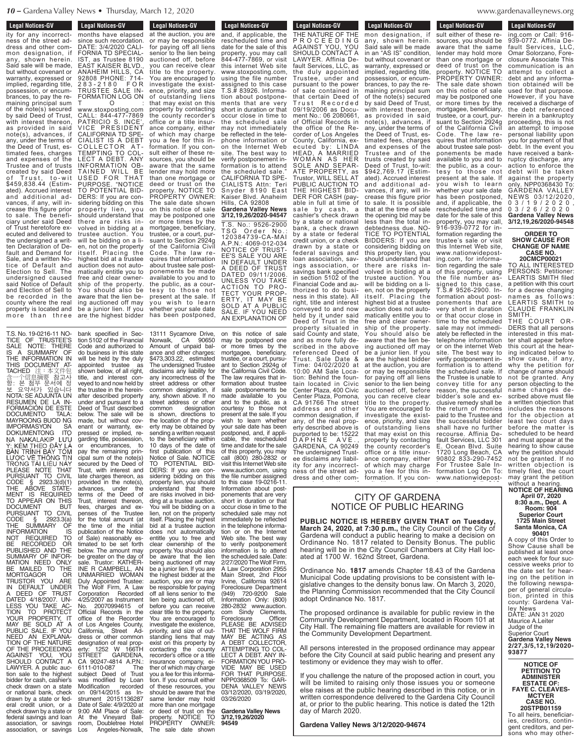Legal Notices-GV

ity for any incorrectness of the street address and other common designation, if any, shown herein. Said sale will be made, but without covenant or warranty, expressed or implied, regarding title, possession, or encumbrances, to pay the remaining principal sum of the note(s) secured by said Deed of Trust, with interest thereon, as provided in said note(s), advances, if any, under the terms of the Deed of Trust, estimated fees, charges and expenses of the Trustee and of trusts created by said Deed of Trust, to-wit $459,838.44 (Estimated). Accrued interest and additional advances, if any, will increase this figure prior to sale. The beneficiary under said Deed of Trust heretofore executed and delivered to the undersigned a written Declaration of Default and Demand for Sale, and a written Notice of Default and Election to Sell. The undersigned caused said Notice of Default and Election of Sell to be recorded in the county where the real property is located and more than three months have elapsed since such recordation. DATE: 3/4/2020 CALIFORNIA TD SPECIALIST, as Trustee 8190 EAST KAISER BLVD., ANAHEIM HILLS, CA 92808 PHONE: 714-283-2180 FOR TRUSTEE SALE INFORMATION LOG ON TO: www.stoxposting.com CALL: 844-477-7869 PATRICIO S. INCE', VICE PRESIDENT CALIFORNIA TD SPECIALIST IS A DEBT COLLECTOR ATTEMPTING TO COLLECT A DEBT. ANY INFORMATION OBTAINED WILL BE USED FOR THAT PURPOSE. "NOTICE TO POTENTIAL BIDDERS: If you are considering bidding on this property lien, you should understand that there are risks involved in bidding at a trustee auction. You will be bidding on a lien, not on the property itself. Placing the highest bid at a trustee auction does not automatically entitle you to free and clear ownership of the property. You should also be aware that the lien being auctioned off may be a junior lien. If you are the highest bidder at the auction, you are or may be responsible for paying off all liens senior to the lien being auctioned off, before you can receive clear title to the property. You are encouraged to investigate the existence, priority, and size of outstanding liens that may exist on this property by contacting the county recorder's office or a title insurance company, either of which may charge you a fee for this information. If you consult either of these resources, you should be aware that the same lender may hold more than one mortgage or deed or trust on the property. NOTICE TO PROPERTY OWNER: The sale date shown on this notice of sale may be postponed one or more times by the mortgagee, beneficiary, trustee, or a court, pursuant to Section 2924g of the California Civil Code. The law requires that information about trustee sale postponements be made available to you and to the public, as a courtesy to those not present at the sale. If you wish to learn whether your sale date has been postponed, and, if applicable, the rescheduled time and date for the sale of this property, you may call 844-477-7869, or visit this internet Web site www.stoxposting.com, using the file number assigned to this case T.S.# 83926. Information about postponements that are very short in duration or that occur close in time to the scheduled sale may not immediately be reflected in the telephone information or on the Internet Web site. The best way to verify postponement information is to attend the scheduled sale." CALIFORNIA TD SPECIALISTS Attn: Teri Snyder 8190 East Kaiser Blvd. Anaheim Hills, CA 92808

**Gardena Valley News 3/12,19,26/2020-94547**

T.S. No.: 9526-2900 TSG Order No.: 120384739-CA-MAI A.P.N.: 4069-012-034 NOTICE OF TRUSTEE'S SALE YOU ARE IN DEFAULT UNDER A DEED OF TRUST DATED 09/11/2006. UNLESS YOU TAKE ACTION TO PROTECT YOUR PROPERTY, IT MAY BE SOLD AT A PUBLIC SALE. IF YOU NEED AN EXPLANATION OF THE NATURE OF THE PROCEEDING AGAINST YOU, YOU SHOULD CONTACT A LAWYER. Affinia Default Services, LLC, as the duly appointed Trustee, under and pursuant to the power of sale contained in that certain Deed of Trust Recorded 09/19/2006 as Document No.: 06 2080661, of Official Records in the office of the Recorder of Los Angeles County, California, executed by: LINDA HEAD, A MARRIED WOMAN AS HER SOLE AND SEPARATE PROPERTY, as Trustor, WILL SELL AT PUBLIC AUCTION TO THE HIGHEST BIDDER FOR CASH (payable in full at time of sale by cash, a cashier's check drawn by a state or national bank, a check drawn by a state or federal credit union, or a check drawn by a state or federal savings and loan association, savings association, or savings bank specified in section 5102 of the Financial Code and authorized to do business in this state). All right, title and interest conveyed to and now held by it under said Deed of Trust in the property situated in said County and state, and as more fully described in the above referenced Deed of Trust. Sale Date & Time: 04/02/2020 at 10:00 AM Sale Location: Behind the fountain located in Civic Center Plaza, 400 Civic Center Plaza, Pomona, CA 91766 The street address and other common designation, if any, of the real property described above is purported to be: 15222 DAPHNE AVE., GARDENA, CA 90249 The undersigned Trustee disclaims any liability for any incorrectness of the street address and other common designation, if any, shown herein. Said sale will be made in an "AS IS" condition, but without covenant or warranty, expressed or implied, regarding title, possession, or encumbrances, to pay the remaining principal sum of the note(s) secured by said Deed of Trust, with interest thereon, as provided in said note(s), advances, if any, under the terms of the Deed of Trust, estimated fees, charges and expenses of the Trustee and of the trusts created by said Deed of Trust, to-wit: $942,769.17 (Estimated). Accrued interest and additional advances, if any, will increase this figure prior to sale. It is possible that at the time of sale the opening bid may be less than the total indebtedness due. NOTICE TO POTENTIAL BIDDERS: If you are considering bidding on this property lien, you should understand that there are risks involved in bidding at a trustee auction. You will be bidding on a lien, not on the property itself. Placing the highest bid at a trustee auction does not automatically entitle you to free and clear ownership of the property. You should also be aware that the lien being auctioned off may be a junior lien. If you are the highest bidder at the auction, you are or may be responsible for paying off all liens senior to the lien being auctioned off, before you can receive clear title to the property. You are encouraged to investigate the existence, priority, and size of outstanding liens that may exist on this property by contacting the county recorder's office or a title insurance company, either of which may charge you a fee for this information. If you consult either of these resources, you should be aware that the same lender may hold more than one mortgage or deed of trust on the property. NOTICE TO PROPERTY OWNER: The sale date shown on this notice of sale may be postponed one or more times by the mortgagee, beneficiary, trustee, or a court, pursuant to Section 2924g of the California Civil Code. The law requires that information about trustee sale postponements be made available to you and to the public, as a courtesy to those not present at the sale. If you wish to learn whether your sale date has been postponed, and, if applicable, the rescheduled time and date for the sale of this property, you may call, 916-939-0772 for information regarding the trustee's sale or visit this Internet Web site, www.nationwideposting.com, for information regarding the sale of this property, using the file number assigned to this case, T.S.# 9526-2900. Information about postponements that are very short in duration or that occur close in time to the scheduled sale may not immediately be reflected in the telephone information or on the internet Web site. The best way to verify postponement information is to attend the scheduled sale. If the Trustee is unable to convey title for any reason, the successful bidder's sole and exclusive remedy shall be the return of monies paid to the Trustee and the successful bidder shall have no further recourse. Affinia Default Services, LLC 301 E. Ocean Blvd. Suite 1720 Long Beach, CA 90802 833-290-7452 For Trustee Sale Information Log On To: www.nationwideposting.com or Call: 916-939-0772. Affinia Default Services, LLC, Omar Solorzano, Foreclosure Associate This communication is an attempt to collect a debt and any information obtained will be used for that purpose. However, if you have received a discharge of the debt referenced herein in a bankruptcy proceeding, this is not an attempt to impose personal liability upon you for payment of that debt. In the event you have received a bankruptcy discharge, any action to enforce the debt will be taken against the property only. NPP0368430 To: GARDENA VALLEY NEWS 03/12/2020, 03/19/2020, 03/26/2020

**Gardena Valley News 3/12,19,26/2020-94548**

T.S. No. 19-0216-11 NOTICE OF TRUSTEE'S SALE NOTE: THERE IS A SUMMARY OF THE INFORMATION IN THIS DOCUMENT ATTACHED 注：本文件包含一个信息摘要 참고사항: 본 첨부 문서에 정보 요약서가 있습니다 NOTA: SE ADJUNTA UN RESUMEN DE LA INFORMACIÓN DE ESTE DOCUMENTO TALA: MAYROONG BUOD NG IMPORMASYON SA DOKUMENTONG ITO NA NAKALAKIP LƯU Ý: KÈM THEO ĐÂY LÀ BẢN TRÌNH BÀY TÓM LƯỢC VỀ THÔNG TIN TRONG TÀI LIỆU NÀY PLEASE NOTE THAT PURSUANT TO CIVIL CODE § 2923.3(d)(1) THE ABOVE STATEMENT IS REQUIRED TO APPEAR ON THIS DOCUMENT BUT PURSUANT TO CIVIL CODE § 2923.3(a) THE SUMMARY OF INFORMATION IS NOT REQUIRED TO BE RECORDED OR PUBLISHED AND THE SUMMARY OF INFORMATION NEED ONLY BE MAILED TO THE MORTGAGOR OR TRUSTOR YOU ARE IN DEFAULT UNDER A DEED OF TRUST DATED 4/18/2007. UNLESS YOU TAKE ACTION TO PROTECT YOUR PROPERTY, IT MAY BE SOLD AT A PUBLIC SALE. IF YOU NEED AN EXPLANATION OF THE NATURE OF THE PROCEEDING AGAINST YOU, YOU SHOULD CONTACT A LAWYER. A public auction sale to the highest bidder for cash, cashier's check drawn on a state or national bank, check drawn by a state or federal credit union, or a check drawn by a state or federal savings and loan association, or savings association, or savings bank specified in Section 5102 of the Financial Code and authorized to do business in this state will be held by the duly appointed trustee as shown below, of all right, title, and interest conveyed to and now held by the trustee in the hereinafter described property under and pursuant to a Deed of Trust described below. The sale will be made, but without covenant or warranty, expressed or implied, regarding title, possession, or encumbrances, to pay the remaining principal sum of the note(s) secured by the Deed of Trust, with interest and late charges thereon, as provided in the note(s), advances, under the terms of the Deed of Trust, interest thereon, fees, charges and expenses of the Trustee for the total amount (at the time of the initial publication of the Notice of Sale) reasonably estimated to be set forth below. The amount may be greater on the day of sale. Trustor: KATHERINE R CAMPBELL, AN UNMARRIED WOMAN Duly Appointed Trustee: The Wolf Firm, A Law Corporation Recorded 4/25/2007 as Instrument No. 20070994615 of Official Records in the office of the Recorder of Los Angeles County, California, Street Address or other common designation of real property: 1252 W 166TH STREET GARDENA, CA 90247-4814 A.P.N.: 6111-010-087 The subject Deed of Trust was modified by Loan Modification recorded on 09/14/2015 as Instrument 20151136287 Date of Sale: 4/9/2020 at 9:00 AM Place of Sale: At the Vineyard Ballroom, Doubletree Hotel Los Angeles-Norwalk, 13111 Sycamore Drive, Norwalk, CA 90650 Amount of unpaid balance and other charges: $473,303.22, estimated The undersigned Trustee disclaims any liability for any incorrectness of the street address or other common designation, if any, shown above. If no street address or other common designation is shown, directions to the location of the property may be obtained by sending a written request to the beneficiary within 10 days of the date of first publication of this Notice of Sale. NOTICE TO POTENTIAL BIDDERS: If you are considering bidding on this property lien, you should understand that there are risks involved in bidding at a trustee auction. You will be bidding on a lien, not on the property itself. Placing the highest bid at a trustee auction does not automatically entitle you to free and clear ownership of the property. You should also be aware that the lien being auctioned off may be a junior lien. If you are the highest bidder at the auction, you are or may be responsible for paying off all liens senior to the lien being auctioned off, before you can receive clear title to the property. You are encouraged to investigate the existence, priority, and size of outstanding liens that may exist on this property by contacting the county recorder's office or a title insurance company, either of which may charge you a fee for this information. If you consult either of these resources, you should be aware that the same lender may hold more than one mortgage or deed of trust on the property. NOTICE TO PROPERTY OWNER: The sale date shown on this notice of sale may be postponed one or more times by the mortgagee, beneficiary, trustee, or a court, pursuant to Section 2924g of the California Civil Code. The law requires that information about trustee sale postponements be made available to you and to the public, as a courtesy to those not present at the sale. If you wish to learn whether your sale date has been postponed, and, if applicable, the rescheduled time and date for the sale of this property, you may call (800) 280-2832 or visit this Internet Web site www.auction.com, using the file number assigned to this case 19-0216-11. Information about postponements that are very short in duration or that occur close in time to the scheduled sale may not immediately be reflected in the telephone information or on the Internet Web site. The best way to verify postponement information is to attend the scheduled sale. Date: 2/27/2020 The Wolf Firm, A Law Corporation 2955 Main Street, 2nd Floor Irvine, California 92614 Foreclosure Department (949) 720-9200 Sale Information Only: (800) 280-2832 www.auction.com Sindy Clements, Foreclosure Officer PLEASE BE ADVISED THAT THE WOLF FIRM MAY BE ACTING AS A DEBT COLLECTOR, ATTEMPTING TO COLLECT A DEBT. ANY INFORMATION YOU PROVIDE MAY BE USED FOR THAT PURPOSE. NPP0368509 To: GARDENA VALLEY NEWS 03/12/2020, 03/19/2020, 03/26/2020

**Gardena Valley News 3/12,19,26/2020 94549**

## CITY OF GARDENA NOTICE OF PUBLIC HEARING

**PUBLIC NOTICE IS HEREBY GIVEN THAT on Tuesday, March 24, 2020, at 7:30 p.m.,** the City Council of the City of Gardena will conduct a public hearing to make a decision on Ordinance No. 1817 related to Density Bonus. The public hearing will be in the City Council Chambers at City Hall located at 1700 W. 162nd Street, Gardena.

Ordinance No. **1817** amends Chapter 18.43 of the Gardena Municipal Code updating provisions to be consistent with legislative changes to the density bonus law. On March 3, 2020, the Planning Commission recommended that the City Council adopt Ordinance No. 1817.

The proposed ordinance is available for public review in the Community Development Department, located in Room 101 at City Hall. The remaining file matters are available for review in the Community Development Department.

All persons interested in the proposed ordinance may appear before the City Council at said public hearing and present any testimony or evidence they may wish to offer.

If you challenge the nature of the proposed action in court, you will be limited to raising only those issues you or someone else raises at the public hearing described in this notice, or in written correspondence delivered to the Gardena City Council at, or prior to the public hearing. This notice is dated the 12th day of March 2020.

**Gardena Valley News 3/12/2020-94674**

**ORDER TO SHOW CAUSE FOR CHANGE OF NAME CASE NO. 20CMCP00021**

TO ALL INTERESTED PERSONS: Petitioner: LEARTIS SMITH filed a petition with this court for a decree changing names as follows: LEARTIS SMITH to CLAUDE FRANKLIN SMITH.

THE COURT ORDERS that all persons interested in this matter shall appear before this court at the hearing indicated below to show cause, if any, why the petition for change of name should not be granted. Any person objecting to the name changes described above must file a written objection that includes the reasons for the objection at least two court days before the matter is scheduled to be heard and must appear at the hearing to show cause why the petition should not be granted. If no written objection is timely filed, the court may grant the petition without a hearing.

**NOTICE OF HEARING April 07, 2020 8:30 a.m., Dept. A Room: 904 Superior Court 1725 Main Street Santa Monica, CA 90401**

A copy of this Order to Show Cause shall be published at least once each week for four successive weeks prior to the date set for hearing on the petition in the following newspaper of general circulation, printed in this county: Gardena Valley News

DATE: JAN 31 2020

Maurice A.Leiter

Judge of the Superior Court

**Gardena Valley News 2/27,3/5,12,19/2020-93877**

**NOTICE OF PETITION TO ADMINISTER ESTATE OF: FAYE C. CLEAVES-MCTYER CASE NO. 20STPB01159**

To all heirs, beneficiaries, creditors, contingent creditors, and persons who may other-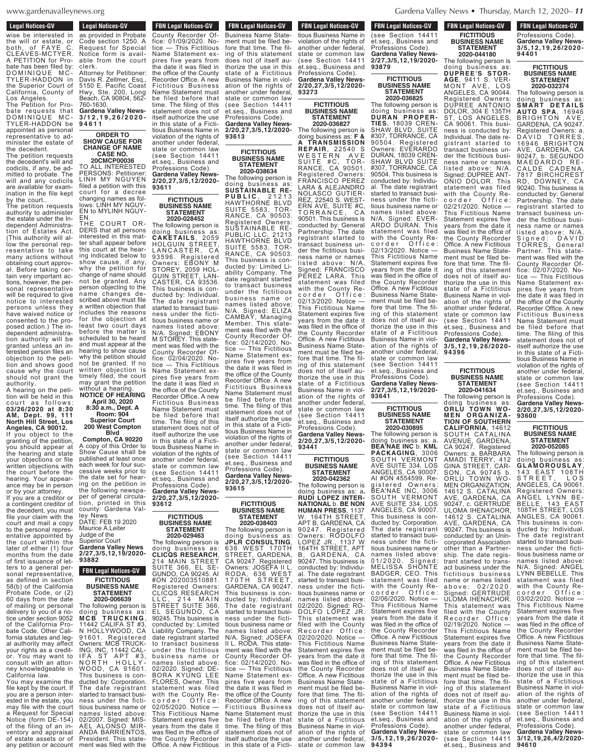**Legal Notices-GV**

wise be interested in the will or estate, or both, of FAYE C. CLEAVES-MCTYER. A PETITION for Probate has been filed by: DOMINIQUE MC-TYLER-HADDON in the Superior Court of California, County of Los Angeles.

The Petition for Probate requests that DOMINIQUE MC-TYLER-HADDON be appointed as personal representative to administer the estate of the decedent.

The petition requests the decedent's will and codicils, if any, be admitted to probate. The will and any codicils are available for examination in the file kept by the court..

The petition requests authority to administer the estate under the Independent Administration of Estates Act. (This authority will allow the personal representative to take many actions without obtaining court approval. Before taking certain very important actions, however, the personal representative will be required to give notice to interested persons unless they have waived notice or consented to the proposed action.) The independent administration authority will be granted unless an interested person files an objection to the petition and shows good cause why the court should not grant the authority.

A hearing on the petition will be held in this court as follows: **03/26/2020 at 8:30 AM, Dept. 99, 111 North Hill Street, Los Angeles, CA 90012.**

If you object to the granting of the petition, you should appear at the hearing and state your objections or file written objections with the court before the hearing. Your appearance may be in person or by your attorney.

If you are a creditor or a contingent creditor of the decedent, you must file your claim with the court and mail a copy to the personal representative appointed by the court within the later of either (1) four months from the date of first issuance of letters to a general personal representative, as defined in section 58(b) of the California Probate Code, or (2) 60 days from the date of mailing or personal delivery to you of a notice under section 9052 of the California Probate Code. Other California statutes and legal authority may affect your rights as a creditor. You may want to consult with an attorney knowledgeable in California law.

You may examine the file kept by the court. If you are a person interested in the estate, you may file with the court a Request for Special Notice (form DE-154) of the filing of an inventory and appraisal of estate assets or of any petition or account as provided in Probate Code section 1250. A Request for Special Notice form is available from the court clerk.

Attorney for Petitioner: Davis R. Zellmer, Esq., 5150 E. Pacific Coast Hwy, Ste. 200, Long Beach, CA 90804, 562-760-1630.

**Gardena Valley News-3/12,19,26/2020-94611**

**ORDER TO SHOW CAUSE FOR CHANGE OF NAME CASE NO. 20CMCP00036**

TO ALL INTERESTED PERSONS: Petitioner: LINH MY NGUYEN filed a petition with this court for a decree changing names as follows: LINH MY NGUYEN to MYLINH NGUYEN.

THE COURT ORDERS that all persons interested in this matter shall appear before this court at the hearing indicated below to show cause, if any, why the petition for change of name should not be granted. Any person objecting to the name changes described above must file a written objection that includes the reasons for the objection at least two court days before the matter is scheduled to be heard and must appear at the hearing to show cause why the petition should not be granted. If no written objection is timely filed, the court may grant the petition without a hearing.

**NOTICE OF HEARING April 30, 2020 8:30 a.m., Dept. A Room: 904 Superior Court 200 West Compton Blvd Compton, CA 90220**

A copy of this Order to Show Cause shall be published at least once each week for four successive weeks prior to the date set for hearing on the petition in the following newspaper of general circulation, printed in this county: Gardena Valley News

DATE: FEB 19 2020

Maurice A.Leiter

Judge of the Superior Court

**Gardena Valley News 2/27,3/5,12,19/2020-93882**

**FBN Legal Notices-GV**

**FICTITIOUS BUSINESS NAME STATEMENT 2020-006639**

The following person is doing business as: **MCB TRUCKING**, 11442 CALIFA ST #3, N HOLLYWOOD, CA 91601. Registered Owners: MCB TRUCKING, INC, 11442 CALIFA ST APT #3, NORTH HOLLYWOOD, CA 91601. This business is conducted by: Corporation. The date registrant started to transact business under the fictitious business name or names listed above: 02/2007. Signed: MISAEL ALONSO MIRANDA BARRIENTOS, President. This statement was filed with the County Recorder Office: 01/09/2020. Notice — This Fictitious Name Statement expires five years from the date it was filed in the office of the County Recorder Office. A new Fictitious Business Name Statement must be filed before that time. The filing of this statement does not of itself authorize the use in this state of a Fictitious Business Name in violation of the rights of another under federal, state or common law (see Section 14411 et.seq., Business and Professions Code).

**Gardena Valley News-2/20,27,3/5,12/2020-93611**

**FICTITIOUS BUSINESS NAME STATEMENT 2020-028452**

The following person is doing business as: **CAKETAILS**, 2059 HOLGUIN STREET, LANCASTER, CA 93596. Registered Owners: EBONY M STOREY, 2059 HOLGUIN STREET, LANCASTER, CA 93536. This business is conducted by: Individual. The date registrant started to transact business under the fictitious business name or names listed above: N/A. Signed: EBONY M STOREY. This statement was filed with the County Recorder Office: 02/04/2020. Notice — This Fictitious Name Statement expires five years from the date it was filed in the office of the County Recorder Office. A new Fictitious Business Name Statement must be filed before that time. The filing of this statement does not of itself authorize the use in this state of a Fictitious Business Name in violation of the rights of another under federal, state or common law (see Section 14411 et.seq., Business and Professions Code).

**Gardena Valley News-2/20,27,3/5,12/2020-93612**

**FICTITIOUS BUSINESS NAME STATEMENT 2020-029463**

The following person is doing business as: **CLICQS RESEARCH**, 214 MAIN STREET SUITE 366, EL SEGUNDO, CA 90245. AI #ON 202003510881. Registered Owners: CLICQS RESEARCH LLC, 214 MAIN STREET SUITE 366, EL SEGUNDO, CA 90245. This business is conducted by: Limited Liability Company. The date registrant started to transact business under the fictitious business name or names listed above: 02/2020. Signed: DEBORA KYUNG LEE FLORES, Owner. This statement was filed with the County Recorder Office: 02/05/2020. Notice — This Fictitious Name Statement expires five years from the date it was filed in the office of the County Recorder Office. A new Fictitious Business Name Statement must be filed before that time. The filing of this statement does not of itself authorize the use in this state of a Fictitious Business Name in violation of the rights of another under federal, state or common law (see Section 14411 et.seq., Business and Professions Code).

**Gardena Valley News-2/20,27,3/5,12/2020-93613**

**FICTITIOUS BUSINESS NAME STATEMENT 2020-038634**

The following person is doing business as: **SUSTAINABLE REPUBLIC**, 21213 HAWTHORNE BLVD SUITE 5583, TORRANCE, CA 90503. Registered Owners: SUSTAINABLE REPUBLIC LLC, 21213 HAWTHORNE BLVD SUITE 5583, TORRANCE, CA 90503. This business is conducted by: Limited Liability Company. The date registrant started to transact business under the fictitious business name or names listed above: N/A. Signed: ELIZA CAMBAY, Managing Member. This statement was filed with the County Recorder Office: 02/14/2020. Notice — This Fictitious Name Statement expires five years from the date it was filed in the office of the County Recorder Office. A new Fictitious Business Name Statement must be filed before that time. The filing of this statement does not of itself authorize the use in this state of a Fictitious Business Name in violation of the rights of another under federal, state or common law (see Section 14411 et.seq., Business and Professions Code).

**Gardena Valley News-2/20,27,3/5,12/2020-93615**

**FICTITIOUS BUSINESS NAME STATEMENT 2020-038403**

The following person is doing business as: **JPLR CONSULTING**, 636 WEST 170TH STREET, GARDENA, CA 90247. Registered Owners: JOSEFA II L. RODA, 636 WEST 170TH STREET, GARDENA, CA 90247. This business is conducted by: Individual. The date registrant started to transact business under the fictitious business name or names listed above: N/A. Signed: JOSEFA II L. RODA. This statement was filed with the County Recorder Office: 02/14/2020. Notice — This Fictitious Name Statement expires five years from the date it was filed in the office of the County Recorder Office. A new Fictitious Business Name Statement must be filed before that time. The filing of this statement does not of itself authorize the use in this state of a Fictitious Business Name in violation of the rights of another under federal, state or common law (see Section 14411 et.seq., Business and Professions Code).

**Gardena Valley News-2/20,27,3/5,12/2020-93273**

**FICTITIOUS BUSINESS NAME STATEMENT 2020-036827**

The following person is doing business as: **F & A TRANSMISSION REPAIR**, 22540 S WESTERN AVE SUITE #C, TORRANCE, CA 90501. Registered Owners: FRANCISCO PEREZ LARA & ALEJANDRO NOLASCO GUTIERREZ, 22540 S. WESTERN AVE, SUITE #C, TORRANCE, CA 90501. This business is conducted by: General Partnership. The date registrant started to transact business under the fictitious business name or names listed above: N/A. Signed: FRANCISCO PEREZ LARA. This statement was filed with the County Recorder Office: 02/13/2020. Notice — This Fictitious Name Statement expires five years from the date it was filed in the office of the County Recorder Office. A new Fictitious Business Name Statement must be filed before that time. The filing of this statement does not of itself authorize the use in this state of a Fictitious Business Name in violation of the rights of another under federal, state or common law (see Section 14411 et.seq., Business and Professions Code).

**Gardena Valley News-2/20,27,3/5,12/2020-93441**

**FICTITIOUS BUSINESS NAME STATEMENT 2020-042362**

The following person is doing business as: **a. RUDI LOPEZ INTERNATIONAL b. BE NON HUMAN PRESS**, 1137 W. 164TH STREET, APT B, GARDENA, CA 90247. Registered Owners: RODOLFO LOPEZ JR., 1137 W 164TH STREET, APT B, GARDENA, CA 90247. This business is conducted by: Individual. The date registrant started to transact business under the fictitious business name or names listed above: 02/2020. Signed: RODOLFO LOPEZ JR. This statement was filed with the County Recorder Office: 02/20/2020. Notice — This Fictitious Name Statement expires five years from the date it was filed in the office of the County Recorder Office. A new Fictitious Business Name Statement must be filed before that time. The filing of this statement does not of itself authorize the use in this state of a Fictitious Business Name in violation of the rights of another under federal, state or common law (see Section 14411 et.seq., Business and Professions Code).

**Gardena Valley News-2/27,3/5,12,19/2020-93879**

**FICTITIOUS BUSINESS NAME STATEMENT 2020-036825**

The following person is doing business as: **DURAN PROPERTIES**, 18039 CRENSHAW BLVD, SUITE #307, TORRANCE, CA 90504. Registered Owners: EVERARDO DURAN, 18039 CRENSHAW BLVD SUITE #307, TORRANCE, CA 90504. This business is conducted by: Individual. The date registrant started to transact business under the fictitious business name or names listed above: N/A. Signed: EVERARDO DURAN. This statement was filed with the County Recorder Office: 02/13/2020. Notice — This Fictitious Name Statement expires five years from the date it was filed in the office of the County Recorder Office. A new Fictitious Business Name Statement must be filed before that time. The filing of this statement does not of itself authorize the use in this state of a Fictitious Business Name in violation of the rights of another under federal, state or common law (see Section 14411 et.seq., Business and Professions Code).

**Gardena Valley News-2/27,3/5,12,19/2020-93641**

**FICTITIOUS BUSINESS NAME STATEMENT 2020-030895**

The following person is doing business as: **a. BEA'NAE INC b. KML PACKAGING**, 3006 SOUTH VERMONT AVE SUITE 334, LOS ANGELES, CA 90007. AI #ON 4554599. Registered Owners: BEA'NAE INC, 3006 SOUTH VERMONT AVE SUITE 334, LOS ANGELES, CA 90007. This business is conducted by: Corporation. The date registrant started to transact business under the fictitious business name or names listed above: 01/2020. Signed: MELISSA SHONTE BADGER, CEO. This statement was filed with the County Recorder Office: 02/06/2020. Notice — This Fictitious Name Statement expires five years from the date it was filed in the office of the County Recorder Office. A new Fictitious Business Name Statement must be filed before that time. The filing of this statement does not of itself authorize the use in this state of a Fictitious Business Name in violation of the rights of another under federal, state or common law (see Section 14411 et.seq., Business and Professions Code).

**Gardena Valley News-3/5,12,19,26/2020-94394**

**FICTITIOUS BUSINESS NAME STATEMENT 2020-044180**

The following person is doing business as: **DUPREE'S STORAGE**, 9411 S. VERMONT AVE, LOS ANGELES, CA 90044. Registered Owners: DUPREE ANTONIO DOLOR, 304 E 135TH ST, LOS ANGELES, CA 90061. This business is conducted by: Individual. The date registrant started to transact business under the fictitious business name or names listed above: N/A. Signed: DUPREE ANTONIO DOLOR. This statement was filed with the County Recorder Office: 02/21/2020. Notice — This Fictitious Name Statement expires five years from the date it was filed in the office of the County Recorder Office. A new Fictitious Business Name Statement must be filed before that time. The filing of this statement does not of itself authorize the use in this state of a Fictitious Business Name in violation of the rights of another under federal, state or common law (see Section 14411 et.seq., Business and Professions Code).

**Gardena Valley News-3/5,12,19,26/2020-94396**

**FICTITIOUS BUSINESS NAME STATEMENT 2020-041634**

The following person is doing business as: **ORLU TOWN WOMEN ORGANIZATION OF SOUTHERN CALIFORNIA**, 14612 SOUTH CATALINA AVENUE, GARDENA, CA 90247. Registered Owners: a. BARBARA AMADI TERRY, 412 GINA STREET, CARSON, CA 90745 b. ORLU TOWN WOMEN ORGANIZATION, 14612 S. CATALINA AVE, GARDENA, CA 90247, c. GERTRUDE ULOMA IHENACHOR, 14612 S. CATALINA AVE, GARDENA, CA 90247. This business is conducted by: an Unincorporated Association other than a Partnership. The date registrant started to transact business under the fictitious business name or names listed above: 02/2020. Signed: GERTRUDE ULOMA IHENACHOR. This statement was filed with the County Recorder Office: 02/19/2020. Notice — This Fictitious Name Statement expires five years from the date it was filed in the office of the County Recorder Office. A new Fictitious Business Name Statement must be filed before that time. The filing of this statement does not of itself authorize the use in this state of a Fictitious Business Name in violation of the rights of another under federal, state or common law (see Section 14411 et.seq., Business and Professions Code).

**Gardena Valley News-3/5,12,19,26/2020-94401**

**FICTITIOUS BUSINESS NAME STATEMENT 2020-032374**

The following person is doing business as: **SMART DETAILS AUTO SPA**, 16946 BRIGHTON AVE, GARDENA, CA 90247. Registered Owners: a. DAVID TORRES, 16946 BRIGHTON AVE, GARDENA, CA 90247, b. SEGUNDO MAEDARDO RECALDE CADENA, 7817 BIRCHCREST RD, DOWNEY, CA 90240. This business is conducted by: General Partnership. The date registrant started to transact business under the fictitious business name or names listed above: N/A. Signed: DAVID TORRES, General Partner. This statement was filed with the County Recorder Office: 02/07/2020. Notice — This Fictitious Name Statement expires five years from the date it was filed in the office of the County Recorder Office. A new Fictitious Business Name Statement must be filed before that time. The filing of this statement does not of itself authorize the use in this state of a Fictitious Business Name in violation of the rights of another under federal, state or common law (see Section 14411 et.seq., Business and Professions Code).

**Gardena Valley News-2/20,27,3/5,12/2020-93600**

**FICTITIOUS BUSINESS NAME STATEMENT 2020-052085**

The following person is doing business as: **GLAMOROUSLAY**, 143 EAST 108TH STREET, LOS ANGELES, CA 90061. Registered Owners: ANGEL LYNN BEBELLE, 143 EAST 108TH STREET, LOS ANGLES, CA 90061. This business is conducted by: Individual. The date registrant started to transact business under the fictitious business name or names listed above: N/A. Signed: ANGEL LYNN BEBELLE. This statement was filed with the County Recorder Office: 03/02/2020. Notice — This Fictitious Name Statement expires five years from the date it was filed in the office of the County Recorder Office. A new Fictitious Business Name Statement must be filed before that time. The filing of this statement does not of itself authorize the use in this state of a Fictitious Business Name in violation of the rights of another under federal, state or common law (see Section 14411 et.seq., Business and Professions Code).

**Gardena Valley News-3/12,19,26,4/2/2020-94610**